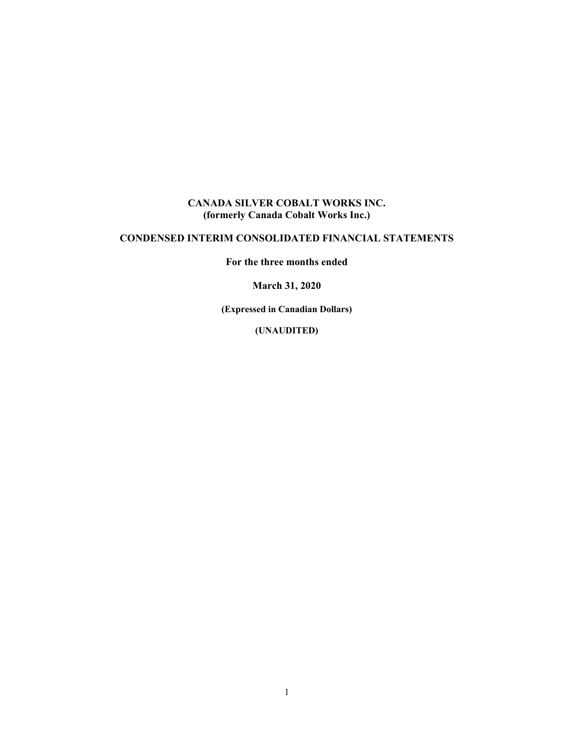# CANADA SILVER COBALT WORKS INC.
**(formerly Canada Cobalt Works Inc.)**

## CONDENSED INTERIM CONSOLIDATED FINANCIAL STATEMENTS

**For the three months ended**

**March 31, 2020**

**(Expressed in Canadian Dollars)**

**(UNAUDITED)**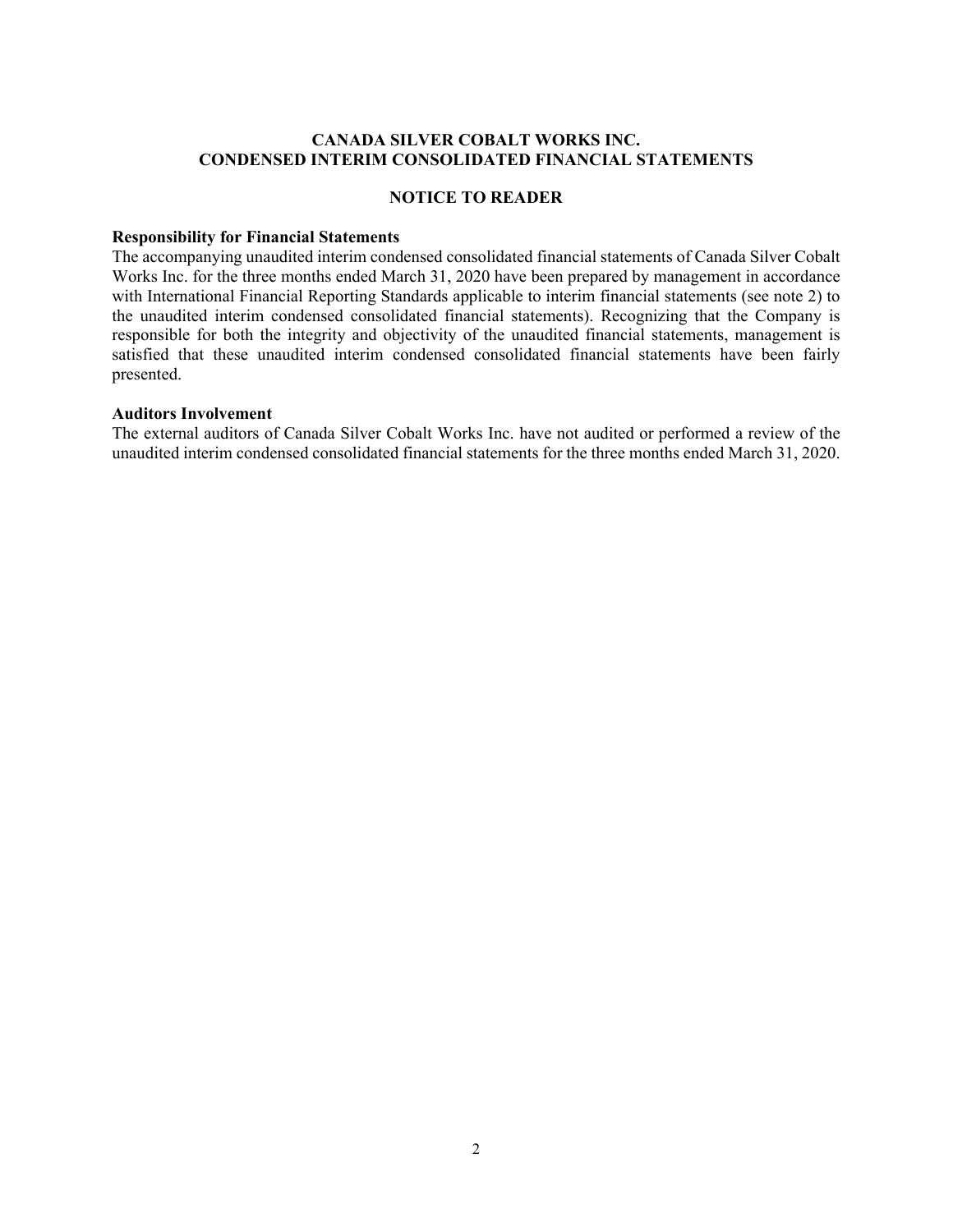**CANADA SILVER COBALT WORKS INC.**
**CONDENSED INTERIM CONSOLIDATED FINANCIAL STATEMENTS**

**NOTICE TO READER**

**Responsibility for Financial Statements**

The accompanying unaudited interim condensed consolidated financial statements of Canada Silver Cobalt Works Inc. for the three months ended March 31, 2020 have been prepared by management in accordance with International Financial Reporting Standards applicable to interim financial statements (see note 2) to the unaudited interim condensed consolidated financial statements). Recognizing that the Company is responsible for both the integrity and objectivity of the unaudited financial statements, management is satisfied that these unaudited interim condensed consolidated financial statements have been fairly presented.

**Auditors Involvement**

The external auditors of Canada Silver Cobalt Works Inc. have not audited or performed a review of the unaudited interim condensed consolidated financial statements for the three months ended March 31, 2020.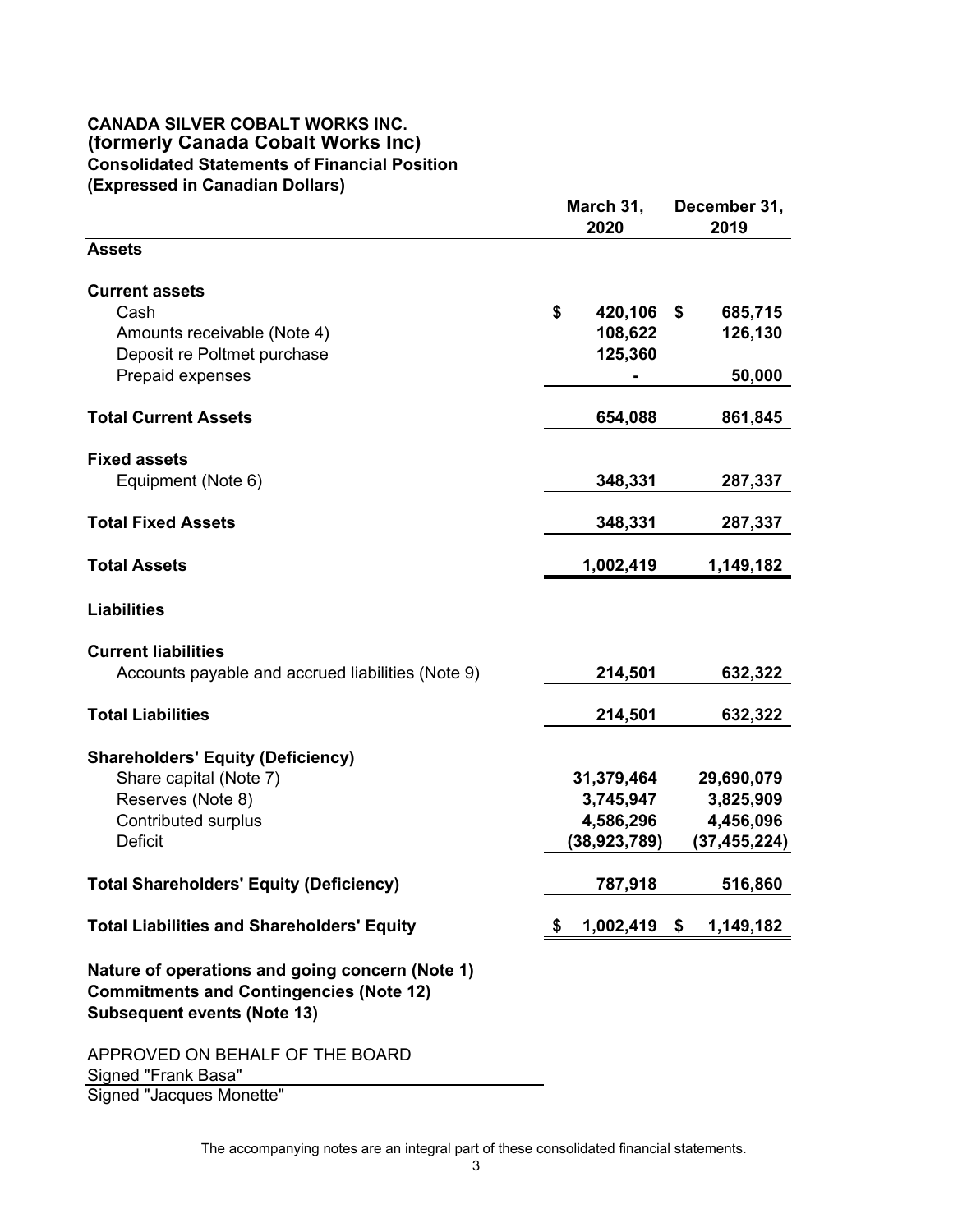**CANADA SILVER COBALT WORKS INC.**
**(formerly Canada Cobalt Works Inc)**
**Consolidated Statements of Financial Position**
**(Expressed in Canadian Dollars)**

| | March 31, 2020 | December 31, 2019 |
|---|---|---|
| **Assets** | | |
| **Current assets** | | |
| Cash | $ 420,106 | $ 685,715 |
| Amounts receivable (Note 4) | 108,622 | 126,130 |
| Deposit re Poltmet purchase | 125,360 | |
| Prepaid expenses | - | 50,000 |
| **Total Current Assets** | 654,088 | 861,845 |
| **Fixed assets** | | |
| Equipment (Note 6) | 348,331 | 287,337 |
| **Total Fixed Assets** | 348,331 | 287,337 |
| **Total Assets** | 1,002,419 | 1,149,182 |
| **Liabilities** | | |
| **Current liabilities** | | |
| Accounts payable and accrued liabilities (Note 9) | 214,501 | 632,322 |
| **Total Liabilities** | 214,501 | 632,322 |
| **Shareholders' Equity (Deficiency)** | | |
| Share capital (Note 7) | 31,379,464 | 29,690,079 |
| Reserves (Note 8) | 3,745,947 | 3,825,909 |
| Contributed surplus | 4,586,296 | 4,456,096 |
| Deficit | (38,923,789) | (37,455,224) |
| **Total Shareholders' Equity (Deficiency)** | 787,918 | 516,860 |
| **Total Liabilities and Shareholders' Equity** | $ 1,002,419 | $ 1,149,182 |

**Nature of operations and going concern (Note 1)**
**Commitments and Contingencies (Note 12)**
**Subsequent events (Note 13)**

APPROVED ON BEHALF OF THE BOARD
Signed "Frank Basa"
Signed "Jacques Monette"

The accompanying notes are an integral part of these consolidated financial statements.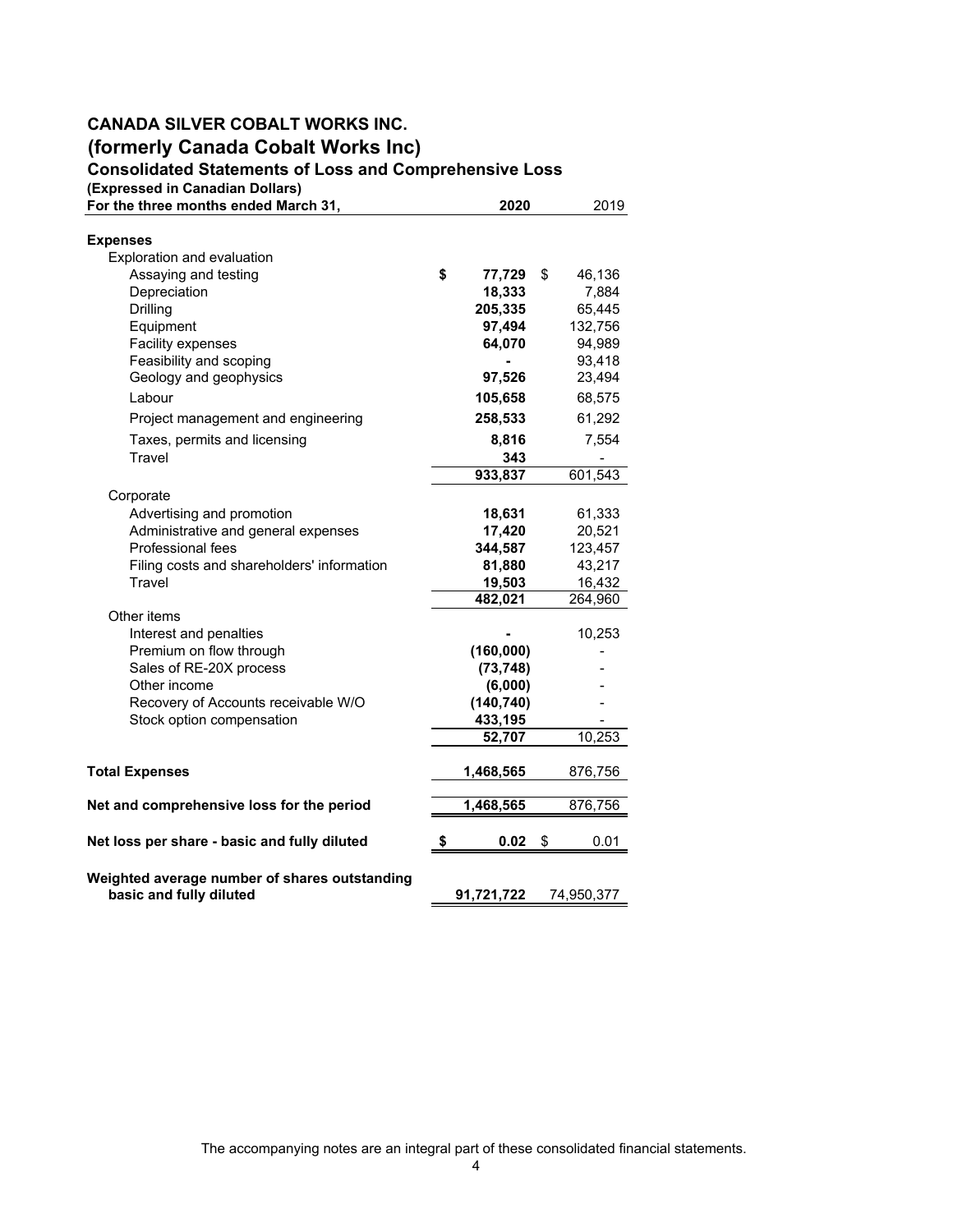# CANADA SILVER COBALT WORKS INC.
## (formerly Canada Cobalt Works Inc)
### Consolidated Statements of Loss and Comprehensive Loss

**(Expressed in Canadian Dollars)**

| For the three months ended March 31, | 2020 | 2019 |
|---|---|---|
| **Expenses** | | |
| Exploration and evaluation | | |
| Assaying and testing | $ 77,729 | $ 46,136 |
| Depreciation | 18,333 | 7,884 |
| Drilling | 205,335 | 65,445 |
| Equipment | 97,494 | 132,756 |
| Facility expenses | 64,070 | 94,989 |
| Feasibility and scoping | - | 93,418 |
| Geology and geophysics | 97,526 | 23,494 |
| Labour | 105,658 | 68,575 |
| Project management and engineering | 258,533 | 61,292 |
| Taxes, permits and licensing | 8,816 | 7,554 |
| Travel | 343 | - |
| | 933,837 | 601,543 |
| Corporate | | |
| Advertising and promotion | 18,631 | 61,333 |
| Administrative and general expenses | 17,420 | 20,521 |
| Professional fees | 344,587 | 123,457 |
| Filing costs and shareholders' information | 81,880 | 43,217 |
| Travel | 19,503 | 16,432 |
| | 482,021 | 264,960 |
| Other items | | |
| Interest and penalties | - | 10,253 |
| Premium on flow through | (160,000) | - |
| Sales of RE-20X process | (73,748) | - |
| Other income | (6,000) | - |
| Recovery of Accounts receivable W/O | (140,740) | - |
| Stock option compensation | 433,195 | - |
| | 52,707 | 10,253 |
| **Total Expenses** | 1,468,565 | 876,756 |
| **Net and comprehensive loss for the period** | 1,468,565 | 876,756 |
| **Net loss per share - basic and fully diluted** | $ 0.02 | $ 0.01 |
| **Weighted average number of shares outstanding basic and fully diluted** | 91,721,722 | 74,950,377 |

The accompanying notes are an integral part of these consolidated financial statements.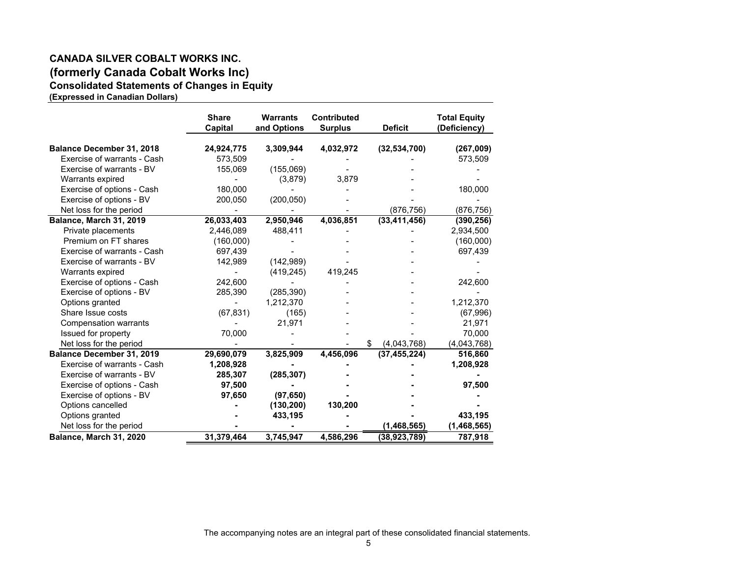# CANADA SILVER COBALT WORKS INC.
## (formerly Canada Cobalt Works Inc)
### Consolidated Statements of Changes in Equity
**(Expressed in Canadian Dollars)**

| | Share Capital | Warrants and Options | Contributed Surplus | Deficit | Total Equity (Deficiency) |
|---|---|---|---|---|---|
| **Balance December 31, 2018** | **24,924,775** | **3,309,944** | **4,032,972** | **(32,534,700)** | **(267,009)** |
| Exercise of warrants - Cash | 573,509 | - | - | - | 573,509 |
| Exercise of warrants - BV | 155,069 | (155,069) | - | - | - |
| Warrants expired | - | (3,879) | 3,879 | - | - |
| Exercise of options - Cash | 180,000 | - | - | - | 180,000 |
| Exercise of options - BV | 200,050 | (200,050) | - | - | - |
| Net loss for the period | - | - | - | (876,756) | (876,756) |
| **Balance, March 31, 2019** | **26,033,403** | **2,950,946** | **4,036,851** | **(33,411,456)** | **(390,256)** |
| Private placements | 2,446,089 | 488,411 | - | - | 2,934,500 |
| Premium on FT shares | (160,000) | - | - | - | (160,000) |
| Exercise of warrants - Cash | 697,439 | - | - | - | 697,439 |
| Exercise of warrants - BV | 142,989 | (142,989) | - | - | - |
| Warrants expired | - | (419,245) | 419,245 | - | - |
| Exercise of options - Cash | 242,600 | - | - | - | 242,600 |
| Exercise of options - BV | 285,390 | (285,390) | - | - | - |
| Options granted | - | 1,212,370 | - | - | 1,212,370 |
| Share Issue costs | (67,831) | (165) | - | - | (67,996) |
| Compensation warrants | - | 21,971 | - | - | 21,971 |
| Issued for property | 70,000 | - | - | - | 70,000 |
| Net loss for the period | - | - | - | $ (4,043,768) | (4,043,768) |
| **Balance December 31, 2019** | **29,690,079** | **3,825,909** | **4,456,096** | **(37,455,224)** | **516,860** |
| Exercise of warrants - Cash | **1,208,928** | **-** | **-** | **-** | **1,208,928** |
| Exercise of warrants - BV | **285,307** | **(285,307)** | **-** | **-** | **-** |
| Exercise of options - Cash | **97,500** | **-** | **-** | **-** | **97,500** |
| Exercise of options - BV | **97,650** | **(97,650)** | **-** | **-** | **-** |
| Options cancelled | **-** | **(130,200)** | **130,200** | **-** | **-** |
| Options granted | **-** | **433,195** | **-** | **-** | **433,195** |
| Net loss for the period | **-** | **-** | **-** | **(1,468,565)** | **(1,468,565)** |
| **Balance, March 31, 2020** | **31,379,464** | **3,745,947** | **4,586,296** | **(38,923,789)** | **787,918** |

The accompanying notes are an integral part of these consolidated financial statements.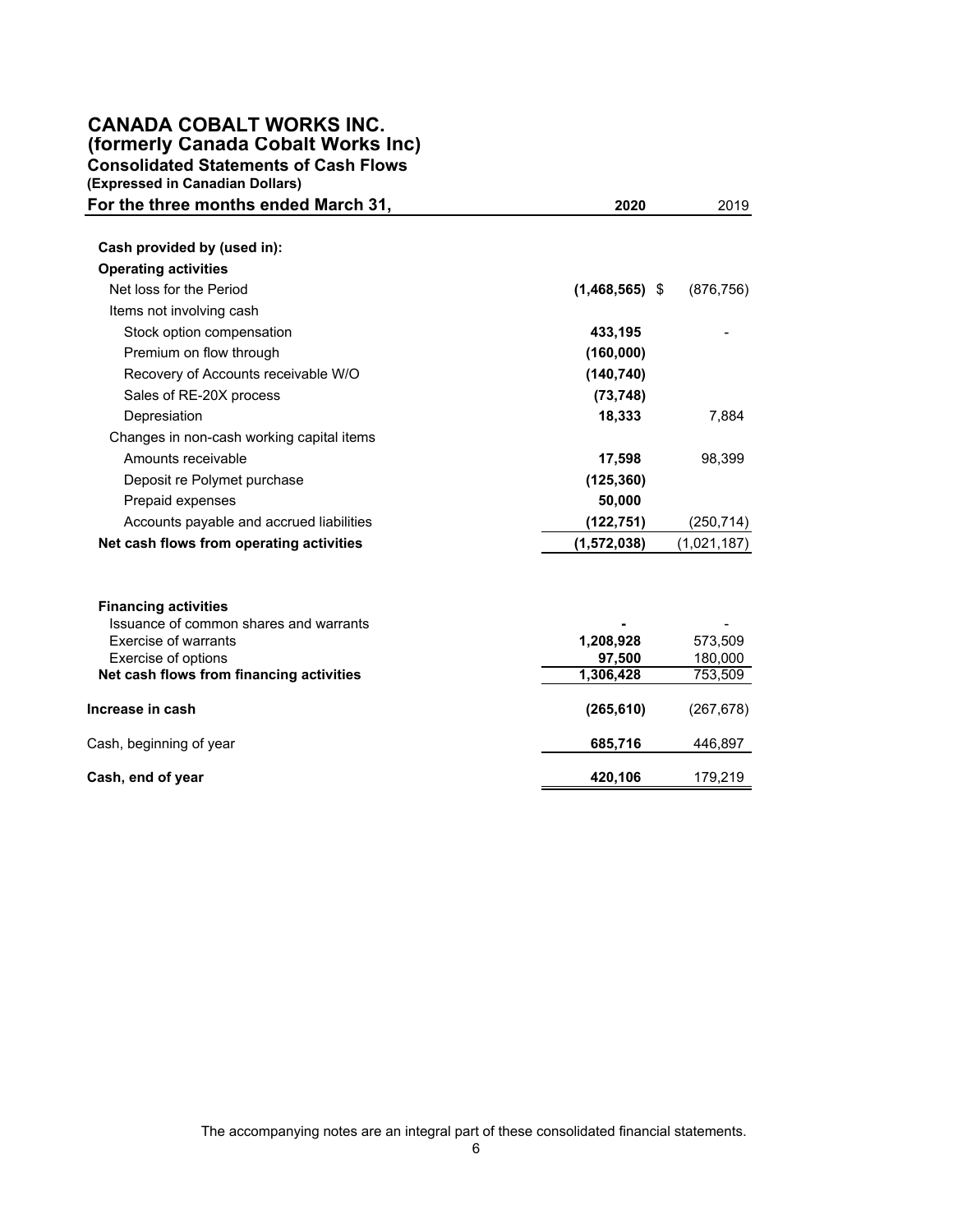# CANADA COBALT WORKS INC.
## (formerly Canada Cobalt Works Inc)
### Consolidated Statements of Cash Flows
**(Expressed in Canadian Dollars)**

| For the three months ended March 31, | 2020 | 2019 |
|---|---|---|
| **Cash provided by (used in):** | | |
| **Operating activities** | | |
| Net loss for the Period | **(1,468,565)** | $ (876,756) |
| Items not involving cash | | |
| Stock option compensation | **433,195** | - |
| Premium on flow through | **(160,000)** | |
| Recovery of Accounts receivable W/O | **(140,740)** | |
| Sales of RE-20X process | **(73,748)** | |
| Depresiation | **18,333** | 7,884 |
| Changes in non-cash working capital items | | |
| Amounts receivable | **17,598** | 98,399 |
| Deposit re Polymet purchase | **(125,360)** | |
| Prepaid expenses | **50,000** | |
| Accounts payable and accrued liabilities | **(122,751)** | (250,714) |
| **Net cash flows from operating activities** | **(1,572,038)** | (1,021,187) |
| | | |
| **Financing activities** | | |
| Issuance of common shares and warrants | **-** | - |
| Exercise of warrants | **1,208,928** | 573,509 |
| Exercise of options | **97,500** | 180,000 |
| **Net cash flows from financing activities** | **1,306,428** | 753,509 |
| | | |
| **Increase in cash** | **(265,610)** | (267,678) |
| | | |
| Cash, beginning of year | **685,716** | 446,897 |
| | | |
| **Cash, end of year** | **420,106** | 179,219 |

The accompanying notes are an integral part of these consolidated financial statements.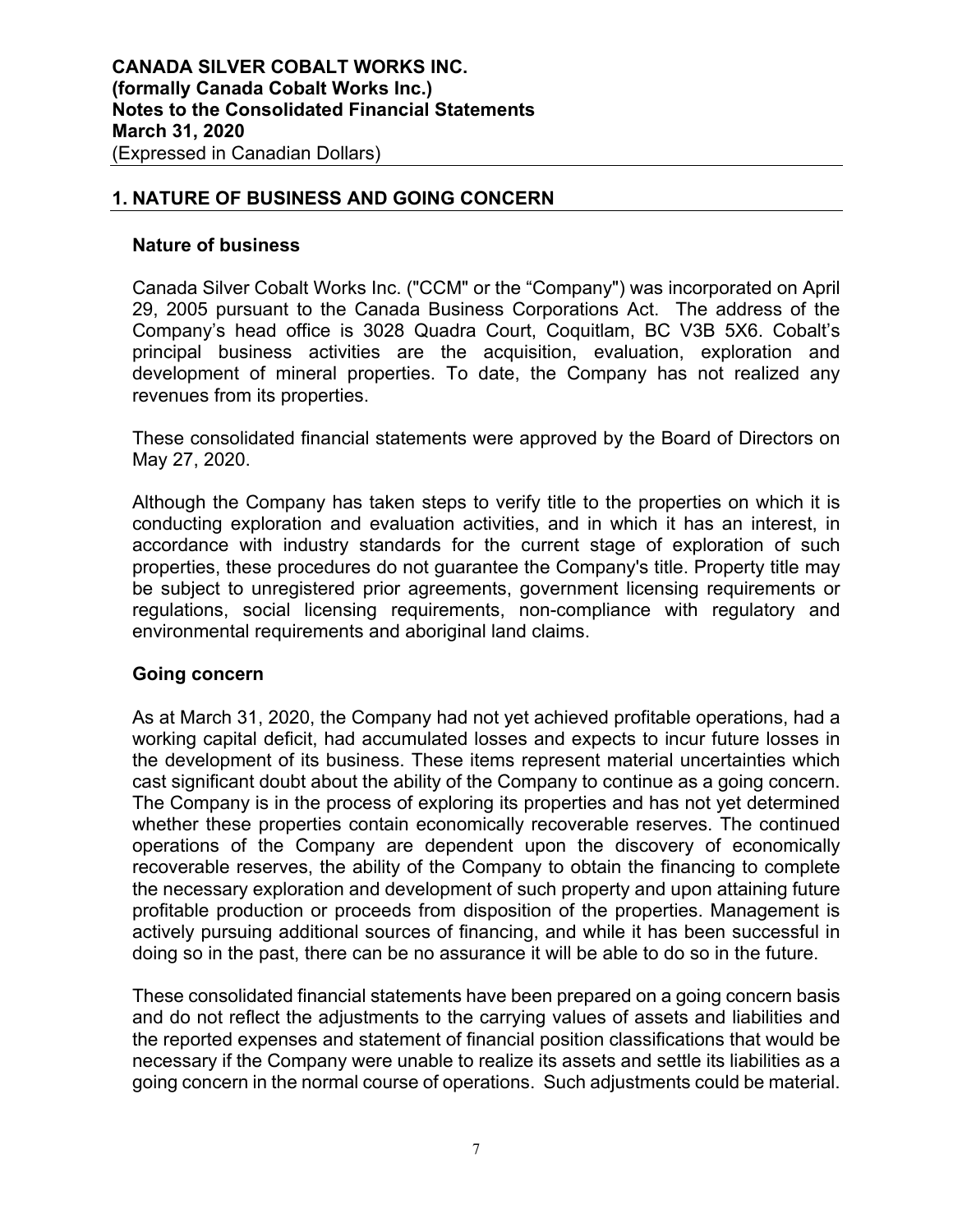## 1. NATURE OF BUSINESS AND GOING CONCERN

### Nature of business

Canada Silver Cobalt Works Inc. ("CCM" or the "Company") was incorporated on April 29, 2005 pursuant to the Canada Business Corporations Act. The address of the Company's head office is 3028 Quadra Court, Coquitlam, BC V3B 5X6. Cobalt's principal business activities are the acquisition, evaluation, exploration and development of mineral properties. To date, the Company has not realized any revenues from its properties.

These consolidated financial statements were approved by the Board of Directors on May 27, 2020.

Although the Company has taken steps to verify title to the properties on which it is conducting exploration and evaluation activities, and in which it has an interest, in accordance with industry standards for the current stage of exploration of such properties, these procedures do not guarantee the Company's title. Property title may be subject to unregistered prior agreements, government licensing requirements or regulations, social licensing requirements, non-compliance with regulatory and environmental requirements and aboriginal land claims.

### Going concern

As at March 31, 2020, the Company had not yet achieved profitable operations, had a working capital deficit, had accumulated losses and expects to incur future losses in the development of its business. These items represent material uncertainties which cast significant doubt about the ability of the Company to continue as a going concern. The Company is in the process of exploring its properties and has not yet determined whether these properties contain economically recoverable reserves. The continued operations of the Company are dependent upon the discovery of economically recoverable reserves, the ability of the Company to obtain the financing to complete the necessary exploration and development of such property and upon attaining future profitable production or proceeds from disposition of the properties. Management is actively pursuing additional sources of financing, and while it has been successful in doing so in the past, there can be no assurance it will be able to do so in the future.

These consolidated financial statements have been prepared on a going concern basis and do not reflect the adjustments to the carrying values of assets and liabilities and the reported expenses and statement of financial position classifications that would be necessary if the Company were unable to realize its assets and settle its liabilities as a going concern in the normal course of operations. Such adjustments could be material.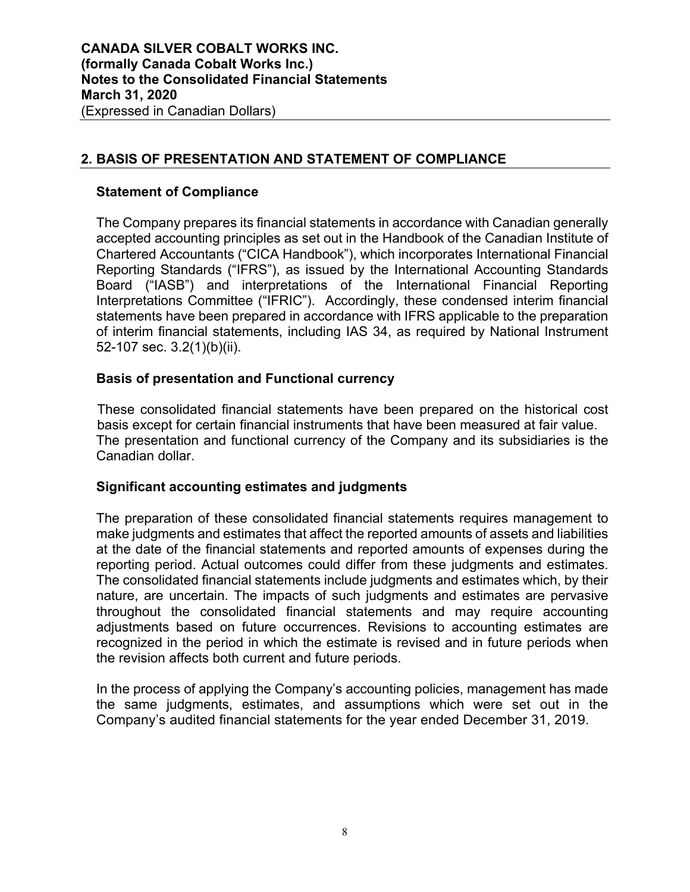## 2. BASIS OF PRESENTATION AND STATEMENT OF COMPLIANCE

### Statement of Compliance

The Company prepares its financial statements in accordance with Canadian generally accepted accounting principles as set out in the Handbook of the Canadian Institute of Chartered Accountants ("CICA Handbook"), which incorporates International Financial Reporting Standards ("IFRS"), as issued by the International Accounting Standards Board ("IASB") and interpretations of the International Financial Reporting Interpretations Committee ("IFRIC"). Accordingly, these condensed interim financial statements have been prepared in accordance with IFRS applicable to the preparation of interim financial statements, including IAS 34, as required by National Instrument 52-107 sec. 3.2(1)(b)(ii).

### Basis of presentation and Functional currency

These consolidated financial statements have been prepared on the historical cost basis except for certain financial instruments that have been measured at fair value. The presentation and functional currency of the Company and its subsidiaries is the Canadian dollar.

### Significant accounting estimates and judgments

The preparation of these consolidated financial statements requires management to make judgments and estimates that affect the reported amounts of assets and liabilities at the date of the financial statements and reported amounts of expenses during the reporting period. Actual outcomes could differ from these judgments and estimates. The consolidated financial statements include judgments and estimates which, by their nature, are uncertain. The impacts of such judgments and estimates are pervasive throughout the consolidated financial statements and may require accounting adjustments based on future occurrences. Revisions to accounting estimates are recognized in the period in which the estimate is revised and in future periods when the revision affects both current and future periods.

In the process of applying the Company's accounting policies, management has made the same judgments, estimates, and assumptions which were set out in the Company's audited financial statements for the year ended December 31, 2019.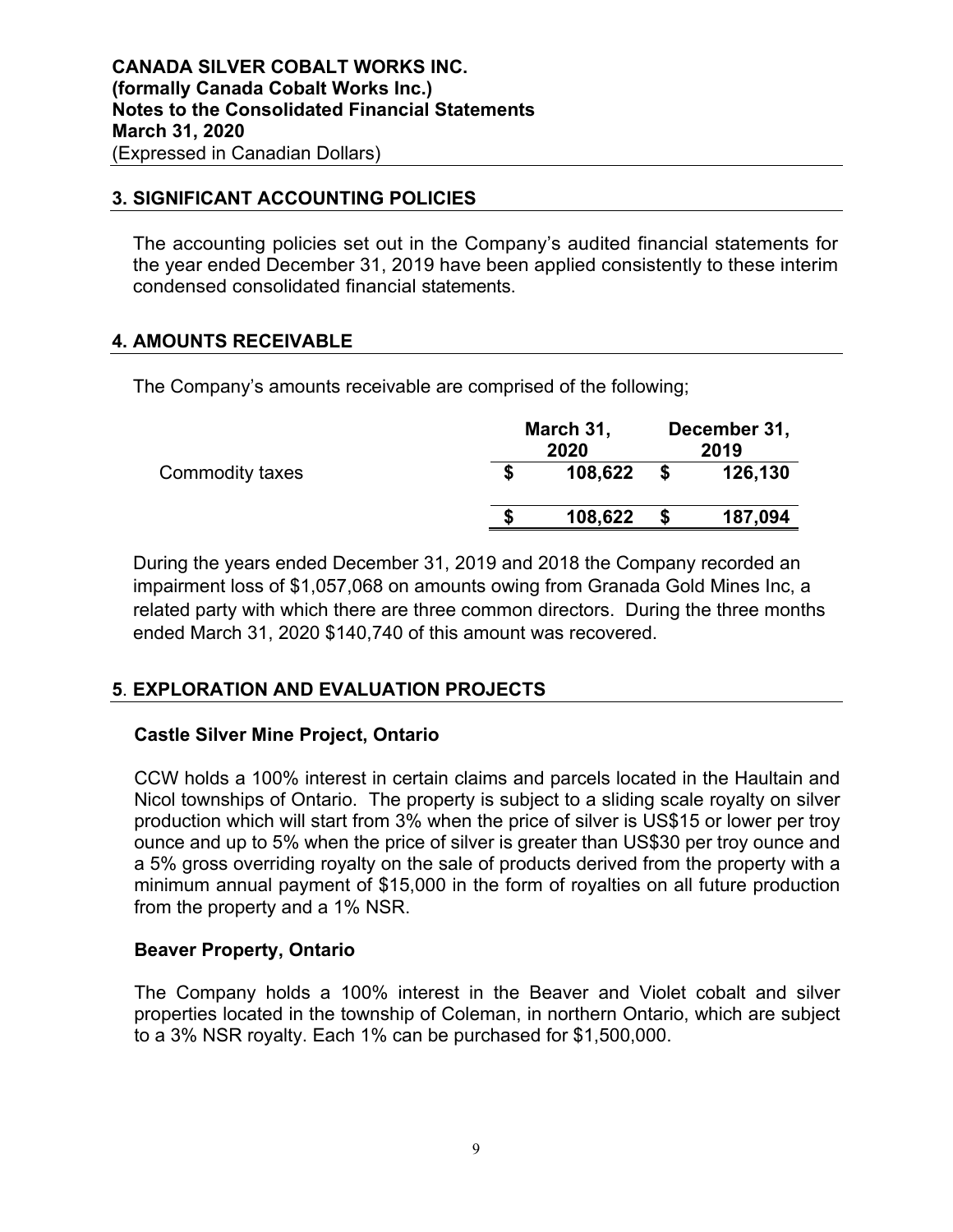## 3. SIGNIFICANT ACCOUNTING POLICIES

The accounting policies set out in the Company's audited financial statements for the year ended December 31, 2019 have been applied consistently to these interim condensed consolidated financial statements.

## 4. AMOUNTS RECEIVABLE

The Company's amounts receivable are comprised of the following;

| | March 31, 2020 | December 31, 2019 |
|---|---|---|
| Commodity taxes | $ 108,622 | $ 126,130 |
| | $ 108,622 | $ 187,094 |

During the years ended December 31, 2019 and 2018 the Company recorded an impairment loss of $1,057,068 on amounts owing from Granada Gold Mines Inc, a related party with which there are three common directors. During the three months ended March 31, 2020 $140,740 of this amount was recovered.

## 5. EXPLORATION AND EVALUATION PROJECTS

### Castle Silver Mine Project, Ontario

CCW holds a 100% interest in certain claims and parcels located in the Haultain and Nicol townships of Ontario. The property is subject to a sliding scale royalty on silver production which will start from 3% when the price of silver is US$15 or lower per troy ounce and up to 5% when the price of silver is greater than US$30 per troy ounce and a 5% gross overriding royalty on the sale of products derived from the property with a minimum annual payment of $15,000 in the form of royalties on all future production from the property and a 1% NSR.

### Beaver Property, Ontario

The Company holds a 100% interest in the Beaver and Violet cobalt and silver properties located in the township of Coleman, in northern Ontario, which are subject to a 3% NSR royalty. Each 1% can be purchased for $1,500,000.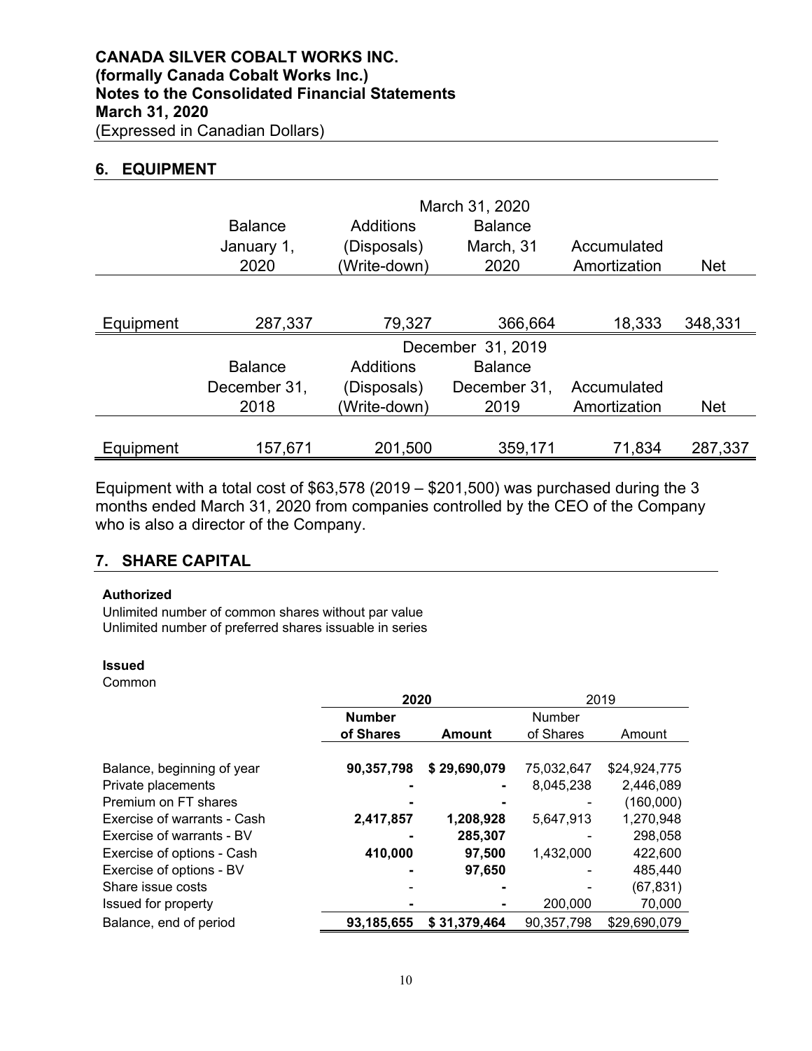**CANADA SILVER COBALT WORKS INC.**
**(formally Canada Cobalt Works Inc.)**
**Notes to the Consolidated Financial Statements**
**March 31, 2020**
(Expressed in Canadian Dollars)

## 6. EQUIPMENT

| | March 31, 2020 | | | | |
|---|---|---|---|---|---|
| | Balance January 1, 2020 | Additions (Disposals) (Write-down) | Balance March, 31 2020 | Accumulated Amortization | Net |
| Equipment | 287,337 | 79,327 | 366,664 | 18,333 | 348,331 |

| | December 31, 2019 | | | | |
|---|---|---|---|---|---|
| | Balance December 31, 2018 | Additions (Disposals) (Write-down) | Balance December 31, 2019 | Accumulated Amortization | Net |
| Equipment | 157,671 | 201,500 | 359,171 | 71,834 | 287,337 |

Equipment with a total cost of $63,578 (2019 – $201,500) was purchased during the 3 months ended March 31, 2020 from companies controlled by the CEO of the Company who is also a director of the Company.

## 7. SHARE CAPITAL

**Authorized**

Unlimited number of common shares without par value
Unlimited number of preferred shares issuable in series

**Issued**

Common

| | **2020** | | 2019 | |
|---|---|---|---|---|
| | **Number of Shares** | **Amount** | Number of Shares | Amount |
| Balance, beginning of year | **90,357,798** | **$ 29,690,079** | 75,032,647 | $24,924,775 |
| Private placements | **-** | **-** | 8,045,238 | 2,446,089 |
| Premium on FT shares | **-** | **-** | - | (160,000) |
| Exercise of warrants - Cash | **2,417,857** | **1,208,928** | 5,647,913 | 1,270,948 |
| Exercise of warrants - BV | **-** | **285,307** | - | 298,058 |
| Exercise of options - Cash | **410,000** | **97,500** | 1,432,000 | 422,600 |
| Exercise of options - BV | **-** | **97,650** | - | 485,440 |
| Share issue costs | - | **-** | - | (67,831) |
| Issued for property | **-** | **-** | 200,000 | 70,000 |
| Balance, end of period | **93,185,655** | **$ 31,379,464** | 90,357,798 | $29,690,079 |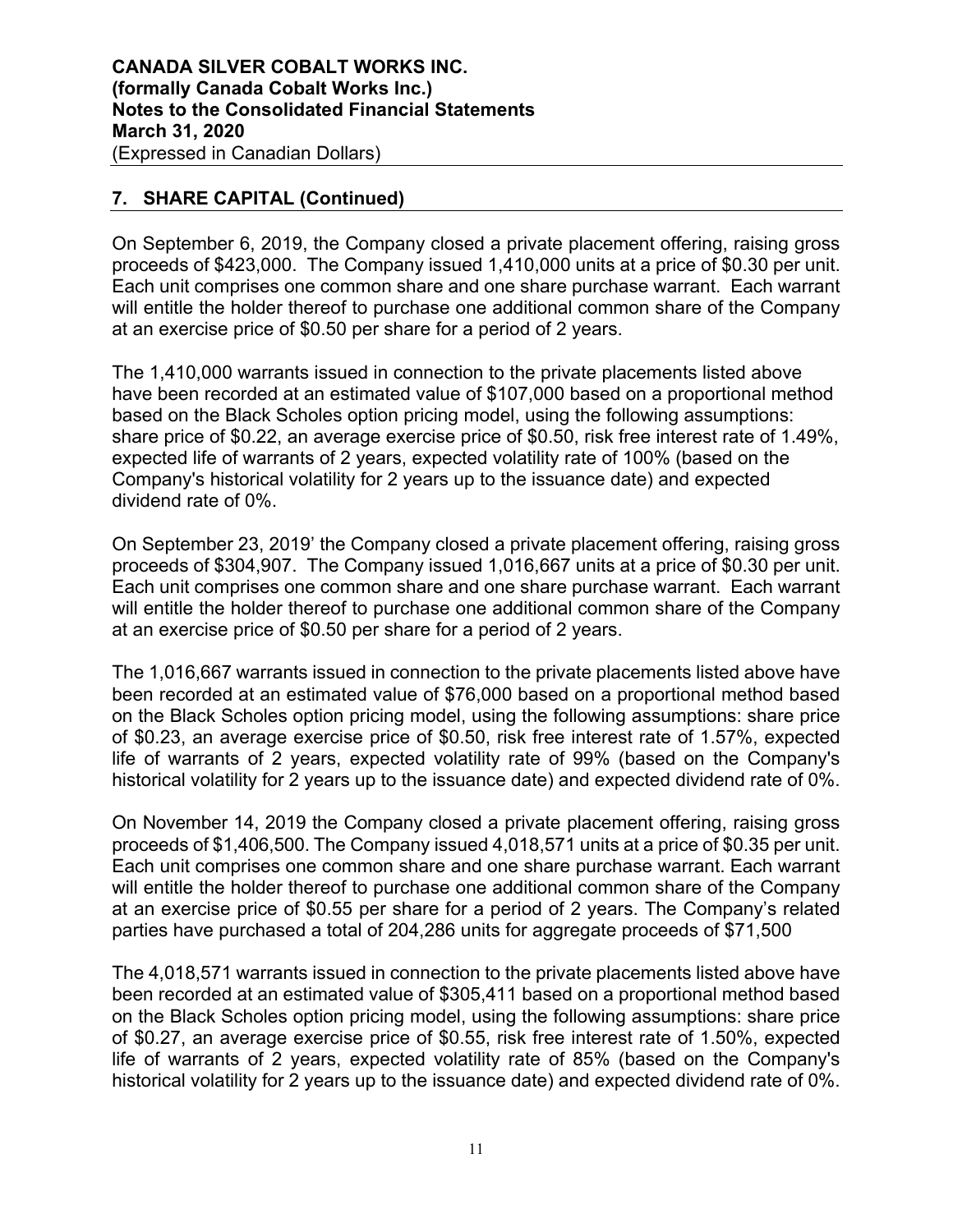## 7. SHARE CAPITAL (Continued)

On September 6, 2019, the Company closed a private placement offering, raising gross proceeds of $423,000. The Company issued 1,410,000 units at a price of $0.30 per unit. Each unit comprises one common share and one share purchase warrant. Each warrant will entitle the holder thereof to purchase one additional common share of the Company at an exercise price of $0.50 per share for a period of 2 years.

The 1,410,000 warrants issued in connection to the private placements listed above have been recorded at an estimated value of $107,000 based on a proportional method based on the Black Scholes option pricing model, using the following assumptions: share price of $0.22, an average exercise price of $0.50, risk free interest rate of 1.49%, expected life of warrants of 2 years, expected volatility rate of 100% (based on the Company's historical volatility for 2 years up to the issuance date) and expected dividend rate of 0%.

On September 23, 2019' the Company closed a private placement offering, raising gross proceeds of $304,907. The Company issued 1,016,667 units at a price of $0.30 per unit. Each unit comprises one common share and one share purchase warrant. Each warrant will entitle the holder thereof to purchase one additional common share of the Company at an exercise price of $0.50 per share for a period of 2 years.

The 1,016,667 warrants issued in connection to the private placements listed above have been recorded at an estimated value of $76,000 based on a proportional method based on the Black Scholes option pricing model, using the following assumptions: share price of $0.23, an average exercise price of $0.50, risk free interest rate of 1.57%, expected life of warrants of 2 years, expected volatility rate of 99% (based on the Company's historical volatility for 2 years up to the issuance date) and expected dividend rate of 0%.

On November 14, 2019 the Company closed a private placement offering, raising gross proceeds of $1,406,500. The Company issued 4,018,571 units at a price of $0.35 per unit. Each unit comprises one common share and one share purchase warrant. Each warrant will entitle the holder thereof to purchase one additional common share of the Company at an exercise price of $0.55 per share for a period of 2 years. The Company's related parties have purchased a total of 204,286 units for aggregate proceeds of $71,500

The 4,018,571 warrants issued in connection to the private placements listed above have been recorded at an estimated value of $305,411 based on a proportional method based on the Black Scholes option pricing model, using the following assumptions: share price of $0.27, an average exercise price of $0.55, risk free interest rate of 1.50%, expected life of warrants of 2 years, expected volatility rate of 85% (based on the Company's historical volatility for 2 years up to the issuance date) and expected dividend rate of 0%.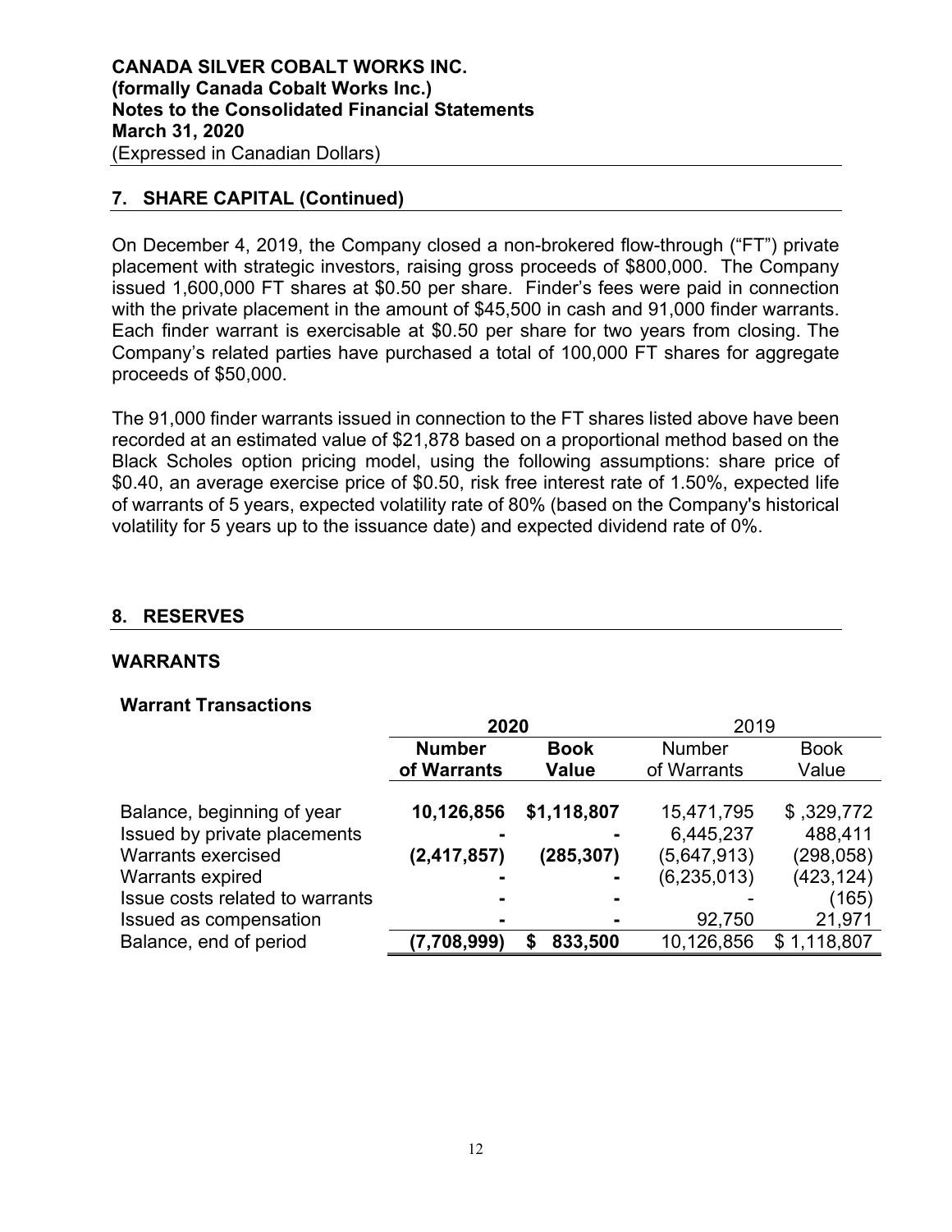**CANADA SILVER COBALT WORKS INC.**
**(formally Canada Cobalt Works Inc.)**
**Notes to the Consolidated Financial Statements**
**March 31, 2020**
(Expressed in Canadian Dollars)

## 7. SHARE CAPITAL (Continued)

On December 4, 2019, the Company closed a non-brokered flow-through ("FT") private placement with strategic investors, raising gross proceeds of $800,000. The Company issued 1,600,000 FT shares at $0.50 per share. Finder's fees were paid in connection with the private placement in the amount of $45,500 in cash and 91,000 finder warrants. Each finder warrant is exercisable at $0.50 per share for two years from closing. The Company's related parties have purchased a total of 100,000 FT shares for aggregate proceeds of $50,000.

The 91,000 finder warrants issued in connection to the FT shares listed above have been recorded at an estimated value of $21,878 based on a proportional method based on the Black Scholes option pricing model, using the following assumptions: share price of $0.40, an average exercise price of $0.50, risk free interest rate of 1.50%, expected life of warrants of 5 years, expected volatility rate of 80% (based on the Company's historical volatility for 5 years up to the issuance date) and expected dividend rate of 0%.

## 8. RESERVES

### WARRANTS

#### Warrant Transactions

| | **2020** | | 2019 | |
|---|---|---|---|---|
| | **Number of Warrants** | **Book Value** | Number of Warrants | Book Value |
| Balance, beginning of year | **10,126,856** | **$1,118,807** | 15,471,795 | $ ,329,772 |
| Issued by private placements | **-** | **-** | 6,445,237 | 488,411 |
| Warrants exercised | **(2,417,857)** | **(285,307)** | (5,647,913) | (298,058) |
| Warrants expired | **-** | **-** | (6,235,013) | (423,124) |
| Issue costs related to warrants | **-** | **-** | - | (165) |
| Issued as compensation | **-** | **-** | 92,750 | 21,971 |
| Balance, end of period | **(7,708,999)** | **$ 833,500** | 10,126,856 | $ 1,118,807 |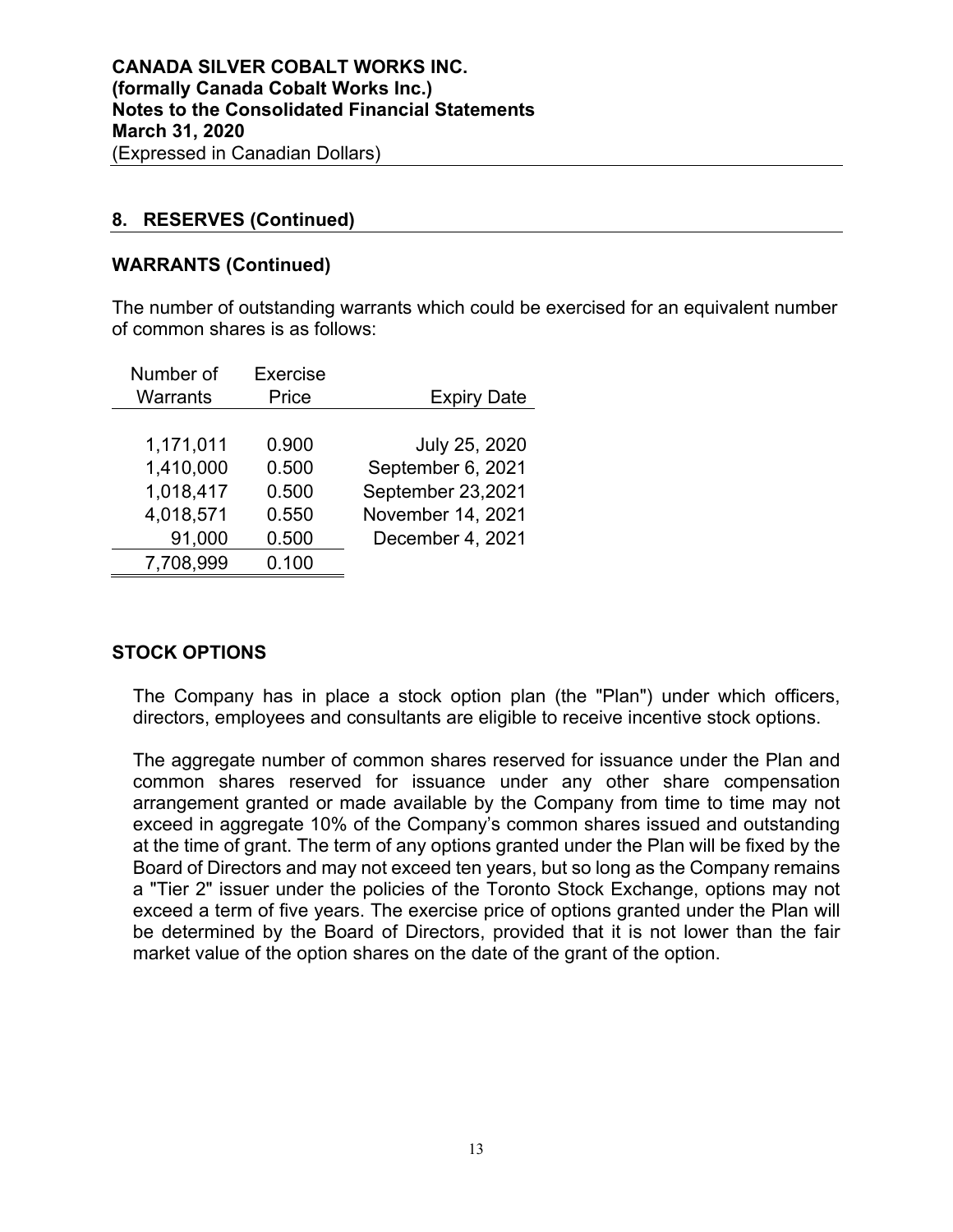**CANADA SILVER COBALT WORKS INC.**
**(formally Canada Cobalt Works Inc.)**
**Notes to the Consolidated Financial Statements**
**March 31, 2020**
(Expressed in Canadian Dollars)

## 8. RESERVES (Continued)

### WARRANTS (Continued)

The number of outstanding warrants which could be exercised for an equivalent number of common shares is as follows:

| Number of Warrants | Exercise Price | Expiry Date |
|---|---|---|
| 1,171,011 | 0.900 | July 25, 2020 |
| 1,410,000 | 0.500 | September 6, 2021 |
| 1,018,417 | 0.500 | September 23,2021 |
| 4,018,571 | 0.550 | November 14, 2021 |
| 91,000 | 0.500 | December 4, 2021 |
| 7,708,999 | 0.100 | |

### STOCK OPTIONS

The Company has in place a stock option plan (the "Plan") under which officers, directors, employees and consultants are eligible to receive incentive stock options.

The aggregate number of common shares reserved for issuance under the Plan and common shares reserved for issuance under any other share compensation arrangement granted or made available by the Company from time to time may not exceed in aggregate 10% of the Company's common shares issued and outstanding at the time of grant. The term of any options granted under the Plan will be fixed by the Board of Directors and may not exceed ten years, but so long as the Company remains a "Tier 2" issuer under the policies of the Toronto Stock Exchange, options may not exceed a term of five years. The exercise price of options granted under the Plan will be determined by the Board of Directors, provided that it is not lower than the fair market value of the option shares on the date of the grant of the option.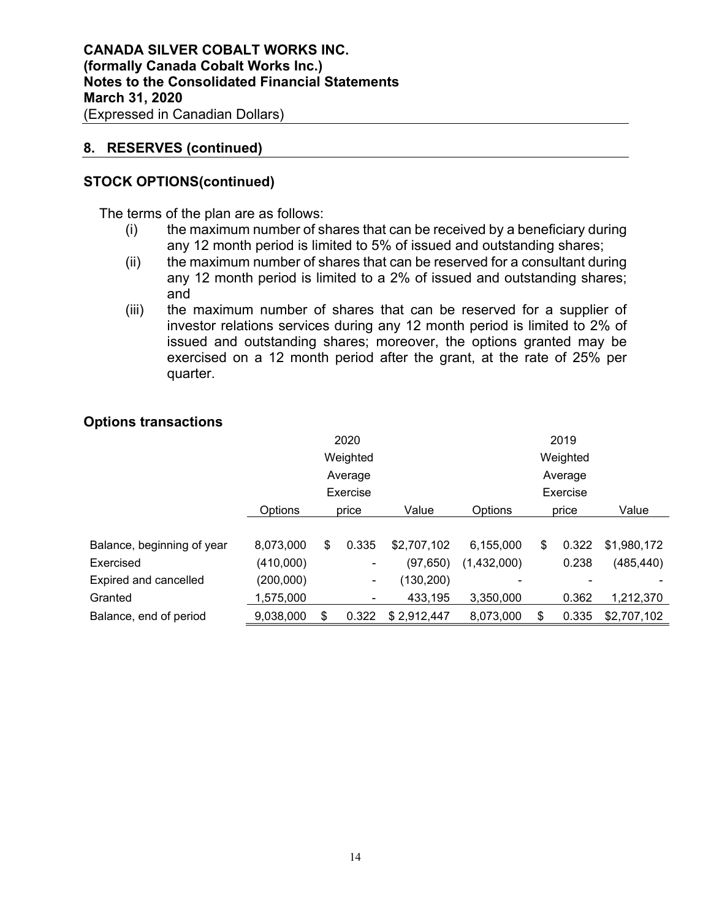## 8. RESERVES (continued)

### STOCK OPTIONS(continued)

The terms of the plan are as follows:

(i) the maximum number of shares that can be received by a beneficiary during any 12 month period is limited to 5% of issued and outstanding shares;

(ii) the maximum number of shares that can be reserved for a consultant during any 12 month period is limited to a 2% of issued and outstanding shares; and

(iii) the maximum number of shares that can be reserved for a supplier of investor relations services during any 12 month period is limited to 2% of issued and outstanding shares; moreover, the options granted may be exercised on a 12 month period after the grant, at the rate of 25% per quarter.

### Options transactions

| | 2020 | | | 2019 | | |
|---|---|---|---|---|---|---|
| | Options | Weighted Average Exercise price | Value | Options | Weighted Average Exercise price | Value |
| Balance, beginning of year | 8,073,000 | $ 0.335 | $2,707,102 | 6,155,000 | $ 0.322 | $1,980,172 |
| Exercised | (410,000) | - | (97,650) | (1,432,000) | 0.238 | (485,440) |
| Expired and cancelled | (200,000) | - | (130,200) | - | - | - |
| Granted | 1,575,000 | - | 433,195 | 3,350,000 | 0.362 | 1,212,370 |
| Balance, end of period | 9,038,000 | $ 0.322 | $ 2,912,447 | 8,073,000 | $ 0.335 | $2,707,102 |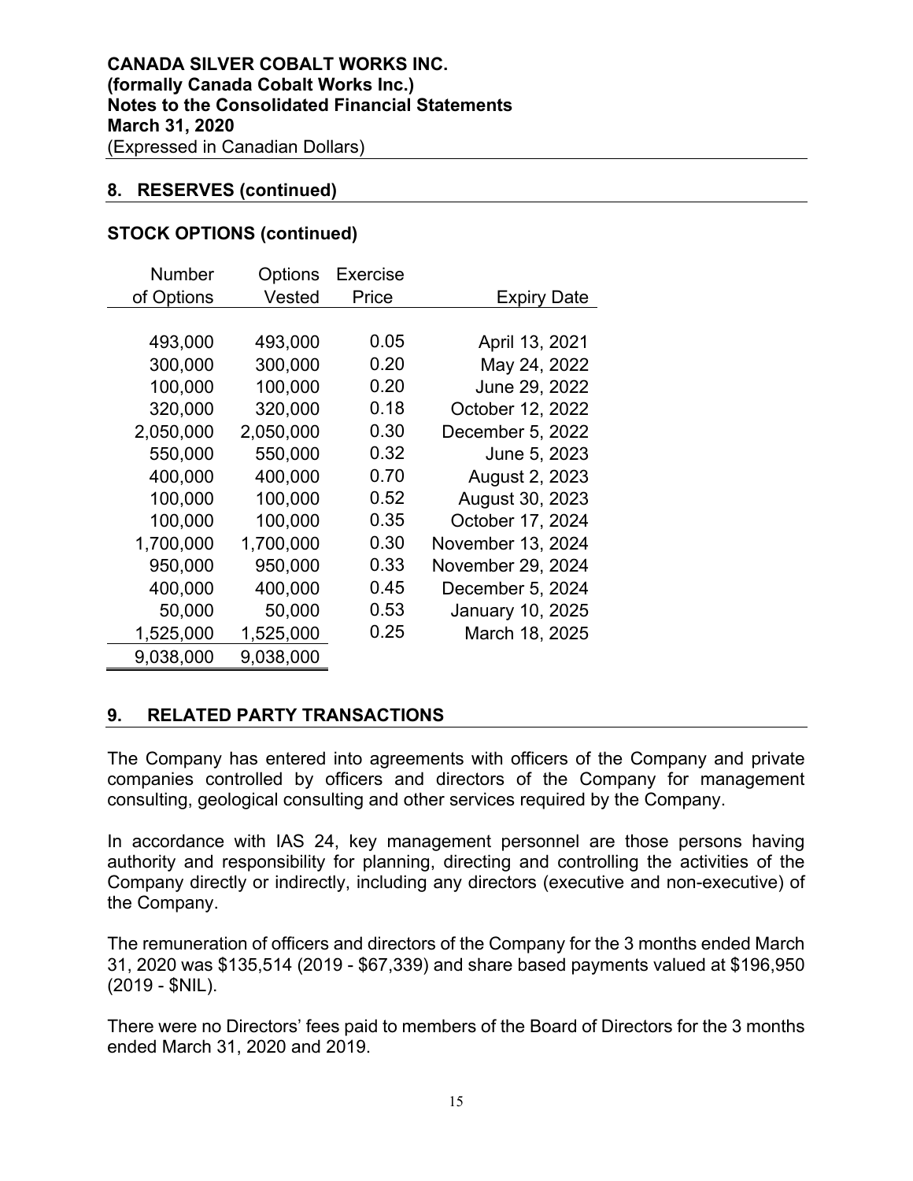## 8. RESERVES (continued)

### STOCK OPTIONS (continued)

| Number of Options | Options Vested | Exercise Price | Expiry Date |
|---|---|---|---|
| 493,000 | 493,000 | 0.05 | April 13, 2021 |
| 300,000 | 300,000 | 0.20 | May 24, 2022 |
| 100,000 | 100,000 | 0.20 | June 29, 2022 |
| 320,000 | 320,000 | 0.18 | October 12, 2022 |
| 2,050,000 | 2,050,000 | 0.30 | December 5, 2022 |
| 550,000 | 550,000 | 0.32 | June 5, 2023 |
| 400,000 | 400,000 | 0.70 | August 2, 2023 |
| 100,000 | 100,000 | 0.52 | August 30, 2023 |
| 100,000 | 100,000 | 0.35 | October 17, 2024 |
| 1,700,000 | 1,700,000 | 0.30 | November 13, 2024 |
| 950,000 | 950,000 | 0.33 | November 29, 2024 |
| 400,000 | 400,000 | 0.45 | December 5, 2024 |
| 50,000 | 50,000 | 0.53 | January 10, 2025 |
| 1,525,000 | 1,525,000 | 0.25 | March 18, 2025 |
| 9,038,000 | 9,038,000 | | |

## 9. RELATED PARTY TRANSACTIONS

The Company has entered into agreements with officers of the Company and private companies controlled by officers and directors of the Company for management consulting, geological consulting and other services required by the Company.

In accordance with IAS 24, key management personnel are those persons having authority and responsibility for planning, directing and controlling the activities of the Company directly or indirectly, including any directors (executive and non-executive) of the Company.

The remuneration of officers and directors of the Company for the 3 months ended March 31, 2020 was $135,514 (2019 - $67,339) and share based payments valued at $196,950 (2019 - $NIL).

There were no Directors' fees paid to members of the Board of Directors for the 3 months ended March 31, 2020 and 2019.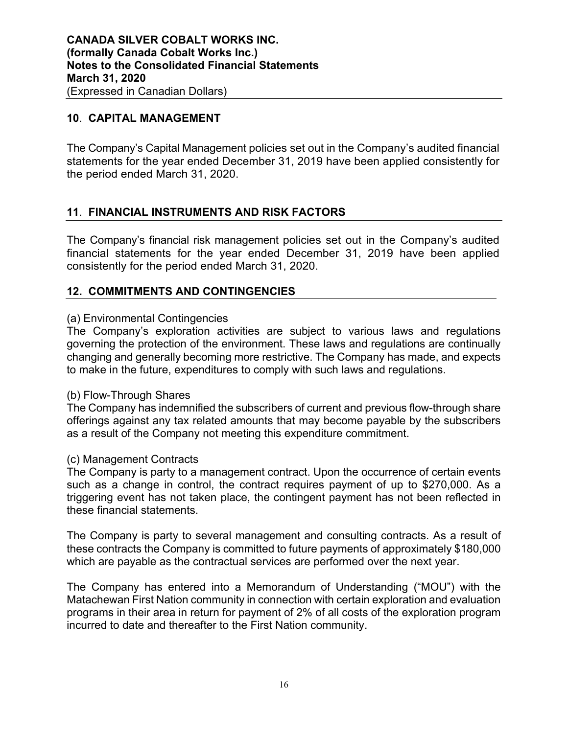## 10. CAPITAL MANAGEMENT

The Company's Capital Management policies set out in the Company's audited financial statements for the year ended December 31, 2019 have been applied consistently for the period ended March 31, 2020.

## 11. FINANCIAL INSTRUMENTS AND RISK FACTORS

The Company's financial risk management policies set out in the Company's audited financial statements for the year ended December 31, 2019 have been applied consistently for the period ended March 31, 2020.

## 12. COMMITMENTS AND CONTINGENCIES

(a) Environmental Contingencies
The Company's exploration activities are subject to various laws and regulations governing the protection of the environment. These laws and regulations are continually changing and generally becoming more restrictive. The Company has made, and expects to make in the future, expenditures to comply with such laws and regulations.

(b) Flow-Through Shares
The Company has indemnified the subscribers of current and previous flow-through share offerings against any tax related amounts that may become payable by the subscribers as a result of the Company not meeting this expenditure commitment.

(c) Management Contracts
The Company is party to a management contract. Upon the occurrence of certain events such as a change in control, the contract requires payment of up to $270,000. As a triggering event has not taken place, the contingent payment has not been reflected in these financial statements.

The Company is party to several management and consulting contracts. As a result of these contracts the Company is committed to future payments of approximately $180,000 which are payable as the contractual services are performed over the next year.

The Company has entered into a Memorandum of Understanding ("MOU") with the Matachewan First Nation community in connection with certain exploration and evaluation programs in their area in return for payment of 2% of all costs of the exploration program incurred to date and thereafter to the First Nation community.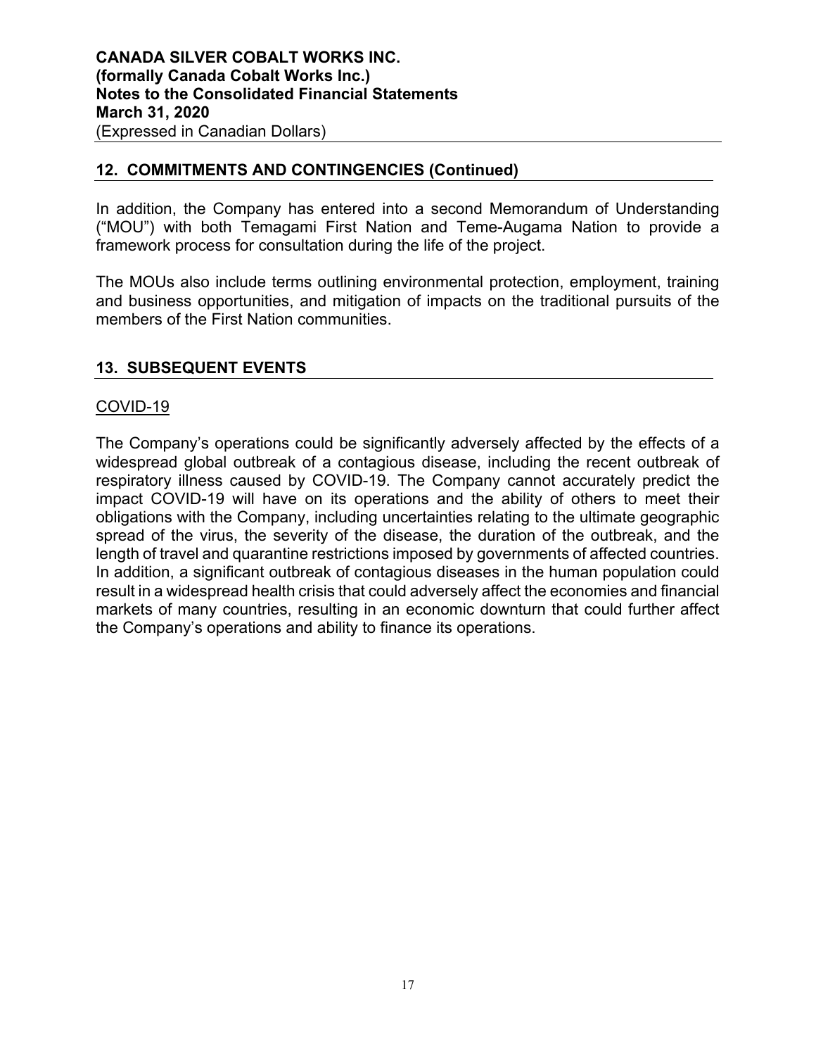## 12. COMMITMENTS AND CONTINGENCIES (Continued)

In addition, the Company has entered into a second Memorandum of Understanding ("MOU") with both Temagami First Nation and Teme-Augama Nation to provide a framework process for consultation during the life of the project.

The MOUs also include terms outlining environmental protection, employment, training and business opportunities, and mitigation of impacts on the traditional pursuits of the members of the First Nation communities.

## 13. SUBSEQUENT EVENTS

### COVID-19

The Company's operations could be significantly adversely affected by the effects of a widespread global outbreak of a contagious disease, including the recent outbreak of respiratory illness caused by COVID-19. The Company cannot accurately predict the impact COVID-19 will have on its operations and the ability of others to meet their obligations with the Company, including uncertainties relating to the ultimate geographic spread of the virus, the severity of the disease, the duration of the outbreak, and the length of travel and quarantine restrictions imposed by governments of affected countries. In addition, a significant outbreak of contagious diseases in the human population could result in a widespread health crisis that could adversely affect the economies and financial markets of many countries, resulting in an economic downturn that could further affect the Company's operations and ability to finance its operations.